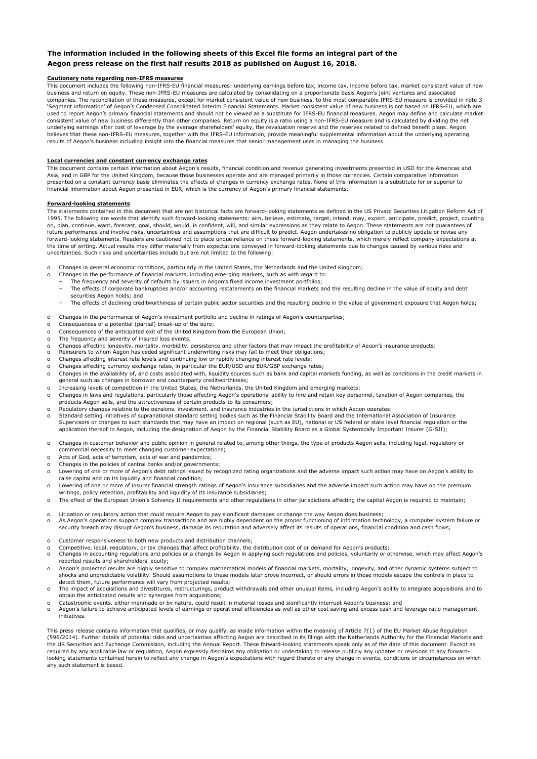**The information included in the following sheets of this Excel file forms an integral part of the Aegon press release on the first half results 2018 as published on August 16, 2018.**

**Cautionary note regarding non-IFRS measures**

This document includes the following non-IFRS-EU financial measures: underlying earnings before tax, income tax, income before tax, market consistent value of new business and return on equity. These non-IFRS-EU measures are calculated by consolidating on a proportionate basis Aegon's joint ventures and associated companies. The reconciliation of these measures, except for market consistent value of new business, to the most comparable IFRS-EU measure is provided in note 3 'Segment information' of Aegon's Condensed Consolidated Interim Financial Statements. Market consistent value of new business is not based on IFRS-EU, which are used to report Aegon's primary financial statements and should not be viewed as a substitute for IFRS-EU financial measures. Aegon may define and calculate market consistent value of new business differently than other companies. Return on equity is a ratio using a non-IFRS-EU measure and is calculated by dividing the net underlying earnings after cost of leverage by the average shareholders' equity, the revaluation reserve and the reserves related to defined benefit plans. Aegon believes that these non-IFRS-EU measures, together with the IFRS-EU information, provide meaningful supplemental information about the underlying operating results of Aegon's business including insight into the financial measures that senior management uses in managing the business.

**Local currencies and constant currency exchange rates**

This document contains certain information about Aegon's results, financial condition and revenue generating investments presented in USD for the Americas and Asia, and in GBP for the United Kingdom, because those businesses operate and are managed primarily in those currencies. Certain comparative information presented on a constant currency basis eliminates the effects of changes in currency exchange rates. None of this information is a substitute for or superior to financial information about Aegon presented in EUR, which is the currency of Aegon's primary financial statements.

**Forward-looking statements**

The statements contained in this document that are not historical facts are forward-looking statements as defined in the US Private Securities Litigation Reform Act of 1995. The following are words that identify such forward-looking statements: aim, believe, estimate, target, intend, may, expect, anticipate, predict, project, counting on, plan, continue, want, forecast, goal, should, would, is confident, will, and similar expressions as they relate to Aegon. These statements are not guarantees of future performance and involve risks, uncertainties and assumptions that are difficult to predict. Aegon undertakes no obligation to publicly update or revise any forward-looking statements. Readers are cautioned not to place undue reliance on these forward-looking statements, which merely reflect company expectations at the time of writing. Actual results may differ materially from expectations conveyed in forward-looking statements due to changes caused by various risks and uncertainties. Such risks and uncertainties include but are not limited to the following:

- Changes in general economic conditions, particularly in the United States, the Netherlands and the United Kingdom;
- Changes in the performance of financial markets, including emerging markets, such as with regard to:
  - The frequency and severity of defaults by issuers in Aegon's fixed income investment portfolios;
  - The effects of corporate bankruptcies and/or accounting restatements on the financial markets and the resulting decline in the value of equity and debt securities Aegon holds; and
  - The effects of declining creditworthiness of certain public sector securities and the resulting decline in the value of government exposure that Aegon holds;
- Changes in the performance of Aegon's investment portfolio and decline in ratings of Aegon's counterparties;
- Consequences of a potential (partial) break-up of the euro;
- Consequences of the anticipated exit of the United Kingdom from the European Union;
- The frequency and severity of insured loss events;
- Changes affecting longevity, mortality, morbidity, persistence and other factors that may impact the profitability of Aegon's insurance products;
- Reinsurers to whom Aegon has ceded significant underwriting risks may fail to meet their obligations;
- Changes affecting interest rate levels and continuing low or rapidly changing interest rate levels;
- Changes affecting currency exchange rates, in particular the EUR/USD and EUR/GBP exchange rates;
- Changes in the availability of, and costs associated with, liquidity sources such as bank and capital markets funding, as well as conditions in the credit markets in general such as changes in borrower and counterparty creditworthiness;
- Increasing levels of competition in the United States, the Netherlands, the United Kingdom and emerging markets;
- Changes in laws and regulations, particularly those affecting Aegon's operations' ability to hire and retain key personnel, taxation of Aegon companies, the products Aegon sells, and the attractiveness of certain products to its consumers;
- Regulatory changes relating to the pensions, investment, and insurance industries in the jurisdictions in which Aegon operates;
- Standard setting initiatives of supranational standard setting bodies such as the Financial Stability Board and the International Association of Insurance Supervisors or changes to such standards that may have an impact on regional (such as EU), national or US federal or state level financial regulation or the application thereof to Aegon, including the designation of Aegon by the Financial Stability Board as a Global Systemically Important Insurer (G-SII);
- Changes in customer behavior and public opinion in general related to, among other things, the type of products Aegon sells, including legal, regulatory or commercial necessity to meet changing customer expectations;
- Acts of God, acts of terrorism, acts of war and pandemics;
- Changes in the policies of central banks and/or governments;
- Lowering of one or more of Aegon's debt ratings issued by recognized rating organizations and the adverse impact such action may have on Aegon's ability to raise capital and on its liquidity and financial condition;
- Lowering of one or more of insurer financial strength ratings of Aegon's insurance subsidiaries and the adverse impact such action may have on the premium writings, policy retention, profitability and liquidity of its insurance subsidiaries;
- The effect of the European Union's Solvency II requirements and other regulations in other jurisdictions affecting the capital Aegon is required to maintain;
- Litigation or regulatory action that could require Aegon to pay significant damages or change the way Aegon does business;
- As Aegon's operations support complex transactions and are highly dependent on the proper functioning of information technology, a computer system failure or security breach may disrupt Aegon's business, damage its reputation and adversely affect its results of operations, financial condition and cash flows;
- Customer responsiveness to both new products and distribution channels;
- Competitive, legal, regulatory, or tax changes that affect profitability, the distribution cost of or demand for Aegon's products;
- Changes in accounting regulations and policies or a change by Aegon in applying such regulations and policies, voluntarily or otherwise, which may affect Aegon's reported results and shareholders' equity;
- Aegon's projected results are highly sensitive to complex mathematical models of financial markets, mortality, longevity, and other dynamic systems subject to shocks and unpredictable volatility. Should assumptions to these models later prove incorrect, or should errors in those models escape the controls in place to detect them, future performance will vary from projected results;
- The impact of acquisitions and divestitures, restructurings, product withdrawals and other unusual items, including Aegon's ability to integrate acquisitions and to obtain the anticipated results and synergies from acquisitions;
- Catastrophic events, either manmade or by nature, could result in material losses and significantly interrupt Aegon's business; and
- Aegon's failure to achieve anticipated levels of earnings or operational efficiencies as well as other cost saving and excess cash and leverage ratio management initiatives.

This press release contains information that qualifies, or may qualify, as inside information within the meaning of Article 7(1) of the EU Market Abuse Regulation (596/2014). Further details of potential risks and uncertainties affecting Aegon are described in its filings with the Netherlands Authority for the Financial Markets and the US Securities and Exchange Commission, including the Annual Report. These forward-looking statements speak only as of the date of this document. Except as required by any applicable law or regulation, Aegon expressly disclaims any obligation or undertaking to release publicly any updates or revisions to any forward-looking statements contained herein to reflect any change in Aegon's expectations with regard thereto or any change in events, conditions or circumstances on which any such statement is based.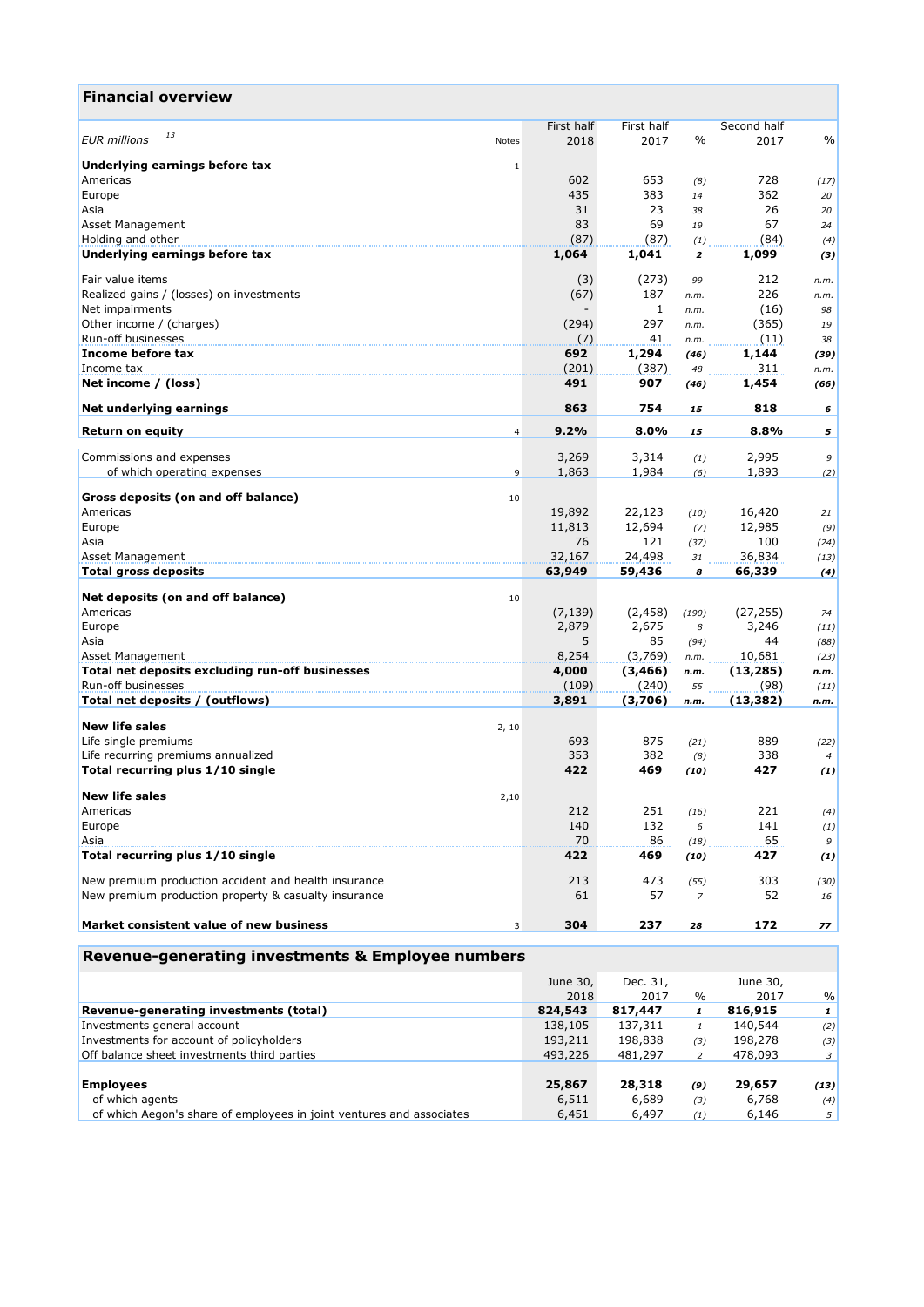## Financial overview

| EUR millions [13] | Notes | First half 2018 | First half 2017 | % | Second half 2017 | % |
|---|---|---|---|---|---|---|
| **Underlying earnings before tax** | 1 | | | | | |
| Americas | | 602 | 653 | *(8)* | 728 | *(17)* |
| Europe | | 435 | 383 | *14* | 362 | *20* |
| Asia | | 31 | 23 | *38* | 26 | *20* |
| Asset Management | | 83 | 69 | *19* | 67 | *24* |
| Holding and other | | (87) | (87) | *(1)* | (84) | *(4)* |
| **Underlying earnings before tax** | | **1,064** | **1,041** | ***2*** | **1,099** | ***(3)*** |
| | | | | | | |
| Fair value items | | (3) | (273) | *99* | 212 | *n.m.* |
| Realized gains / (losses) on investments | | (67) | 187 | *n.m.* | 226 | *n.m.* |
| Net impairments | | - | 1 | *n.m.* | (16) | *98* |
| Other income / (charges) | | (294) | 297 | *n.m.* | (365) | *19* |
| Run-off businesses | | (7) | 41 | *n.m.* | (11) | *38* |
| **Income before tax** | | **692** | **1,294** | ***(46)*** | **1,144** | ***(39)*** |
| Income tax | | (201) | (387) | *48* | 311 | *n.m.* |
| **Net income / (loss)** | | **491** | **907** | ***(46)*** | **1,454** | ***(66)*** |
| | | | | | | |
| **Net underlying earnings** | | **863** | **754** | ***15*** | **818** | ***6*** |
| | | | | | | |
| **Return on equity** | 4 | **9.2%** | **8.0%** | ***15*** | **8.8%** | ***5*** |
| | | | | | | |
| Commissions and expenses | | 3,269 | 3,314 | *(1)* | 2,995 | *9* |
| of which operating expenses | 9 | 1,863 | 1,984 | *(6)* | 1,893 | *(2)* |
| | | | | | | |
| **Gross deposits (on and off balance)** | 10 | | | | | |
| Americas | | 19,892 | 22,123 | *(10)* | 16,420 | *21* |
| Europe | | 11,813 | 12,694 | *(7)* | 12,985 | *(9)* |
| Asia | | 76 | 121 | *(37)* | 100 | *(24)* |
| Asset Management | | 32,167 | 24,498 | *31* | 36,834 | *(13)* |
| **Total gross deposits** | | **63,949** | **59,436** | ***8*** | **66,339** | ***(4)*** |
| | | | | | | |
| **Net deposits (on and off balance)** | 10 | | | | | |
| Americas | | (7,139) | (2,458) | *(190)* | (27,255) | *74* |
| Europe | | 2,879 | 2,675 | *8* | 3,246 | *(11)* |
| Asia | | 5 | 85 | *(94)* | 44 | *(88)* |
| Asset Management | | 8,254 | (3,769) | *n.m.* | 10,681 | *(23)* |
| **Total net deposits excluding run-off businesses** | | **4,000** | **(3,466)** | ***n.m.*** | **(13,285)** | ***n.m.*** |
| Run-off businesses | | (109) | (240) | *55* | (98) | *(11)* |
| **Total net deposits / (outflows)** | | **3,891** | **(3,706)** | ***n.m.*** | **(13,382)** | ***n.m.*** |
| | | | | | | |
| **New life sales** | 2, 10 | | | | | |
| Life single premiums | | 693 | 875 | *(21)* | 889 | *(22)* |
| Life recurring premiums annualized | | 353 | 382 | *(8)* | 338 | *4* |
| **Total recurring plus 1/10 single** | | **422** | **469** | ***(10)*** | **427** | ***(1)*** |
| | | | | | | |
| **New life sales** | 2,10 | | | | | |
| Americas | | 212 | 251 | *(16)* | 221 | *(4)* |
| Europe | | 140 | 132 | *6* | 141 | *(1)* |
| Asia | | 70 | 86 | *(18)* | 65 | *9* |
| **Total recurring plus 1/10 single** | | **422** | **469** | ***(10)*** | **427** | ***(1)*** |
| | | | | | | |
| New premium production accident and health insurance | | 213 | 473 | *(55)* | 303 | *(30)* |
| New premium production property & casualty insurance | | 61 | 57 | *7* | 52 | *16* |
| | | | | | | |
| **Market consistent value of new business** | 3 | **304** | **237** | ***28*** | **172** | ***77*** |

## Revenue-generating investments & Employee numbers

| | June 30, 2018 | Dec. 31, 2017 | % | June 30, 2017 | % |
|---|---|---|---|---|---|
| **Revenue-generating investments (total)** | **824,543** | **817,447** | ***1*** | **816,915** | ***1*** |
| Investments general account | 138,105 | 137,311 | *1* | 140,544 | *(2)* |
| Investments for account of policyholders | 193,211 | 198,838 | *(3)* | 198,278 | *(3)* |
| Off balance sheet investments third parties | 493,226 | 481,297 | *2* | 478,093 | *3* |
| | | | | | |
| **Employees** | **25,867** | **28,318** | ***(9)*** | **29,657** | ***(13)*** |
| of which agents | 6,511 | 6,689 | *(3)* | 6,768 | *(4)* |
| of which Aegon's share of employees in joint ventures and associates | 6,451 | 6,497 | *(1)* | 6,146 | *5* |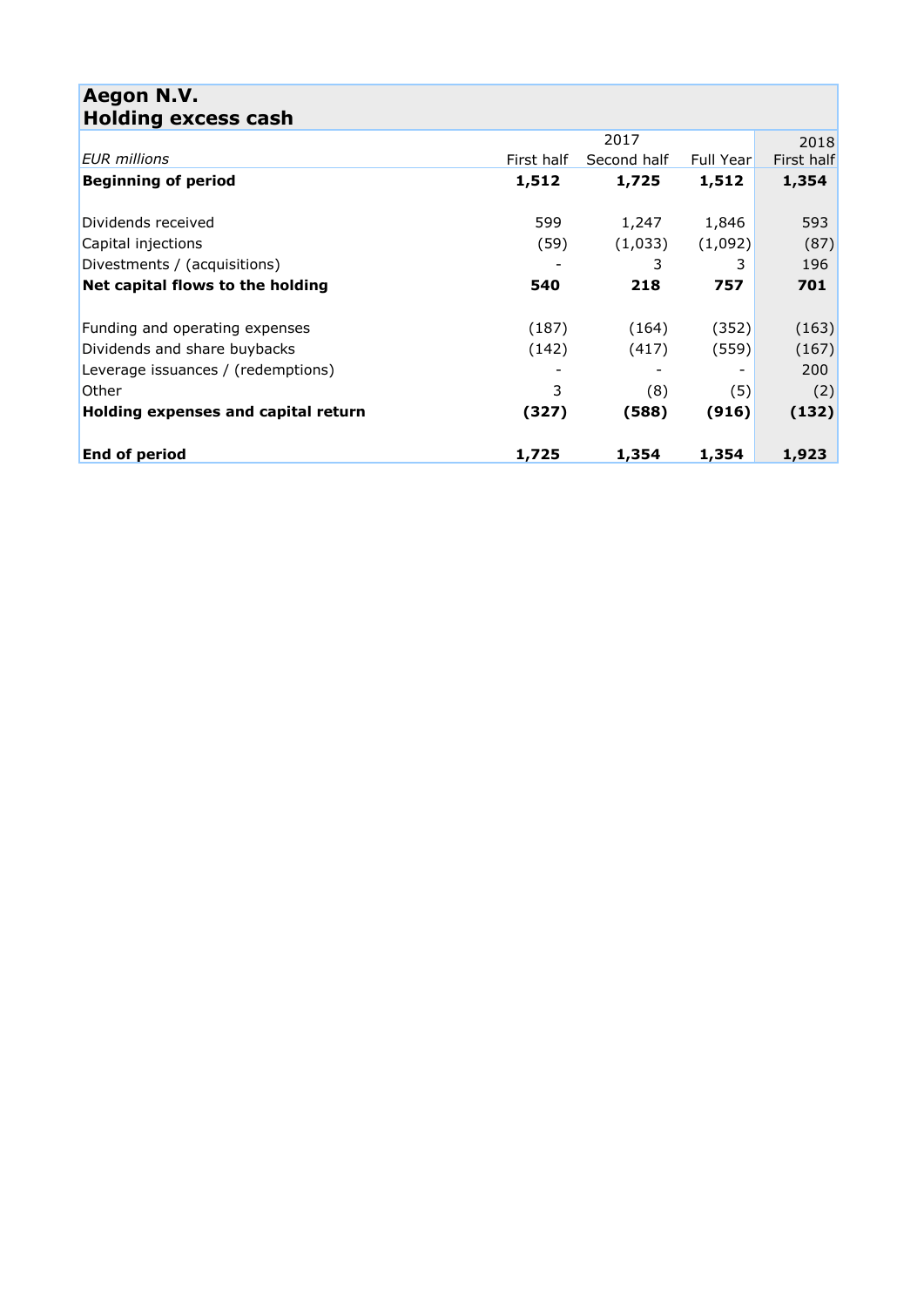# Aegon N.V.
## Holding excess cash

| *EUR millions* | 2017 First half | 2017 Second half | 2017 Full Year | 2018 First half |
|---|---|---|---|---|
| **Beginning of period** | **1,512** | **1,725** | **1,512** | **1,354** |
| | | | | |
| Dividends received | 599 | 1,247 | 1,846 | 593 |
| Capital injections | (59) | (1,033) | (1,092) | (87) |
| Divestments / (acquisitions) | - | 3 | 3 | 196 |
| **Net capital flows to the holding** | **540** | **218** | **757** | **701** |
| | | | | |
| Funding and operating expenses | (187) | (164) | (352) | (163) |
| Dividends and share buybacks | (142) | (417) | (559) | (167) |
| Leverage issuances / (redemptions) | - | - | - | 200 |
| Other | 3 | (8) | (5) | (2) |
| **Holding expenses and capital return** | **(327)** | **(588)** | **(916)** | **(132)** |
| | | | | |
| **End of period** | **1,725** | **1,354** | **1,354** | **1,923** |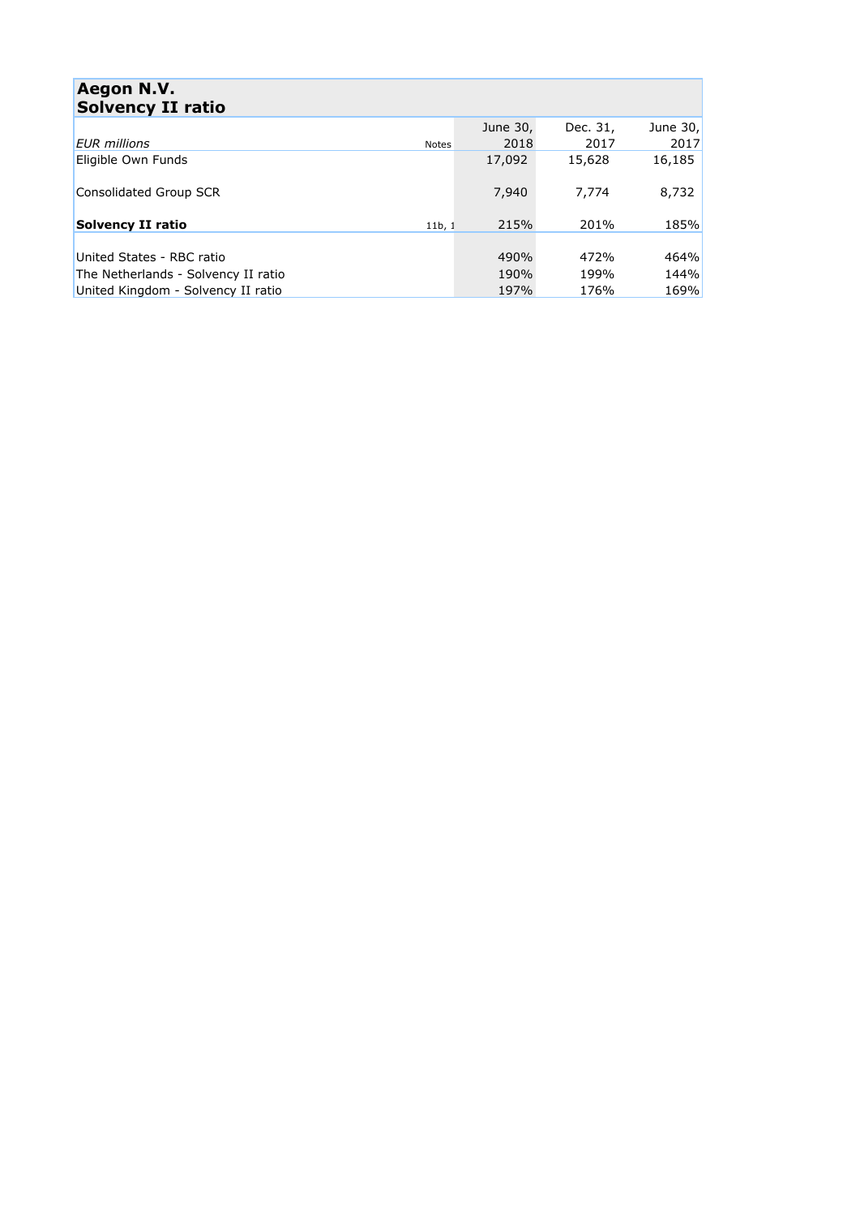# Aegon N.V.
## Solvency II ratio

| *EUR millions* | Notes | June 30, 2018 | Dec. 31, 2017 | June 30, 2017 |
|---|---|---|---|---|
| Eligible Own Funds | | 17,092 | 15,628 | 16,185 |
| Consolidated Group SCR | | 7,940 | 7,774 | 8,732 |
| **Solvency II ratio** | 11b, 1 | 215% | 201% | 185% |
| United States - RBC ratio | | 490% | 472% | 464% |
| The Netherlands - Solvency II ratio | | 190% | 199% | 144% |
| United Kingdom - Solvency II ratio | | 197% | 176% | 169% |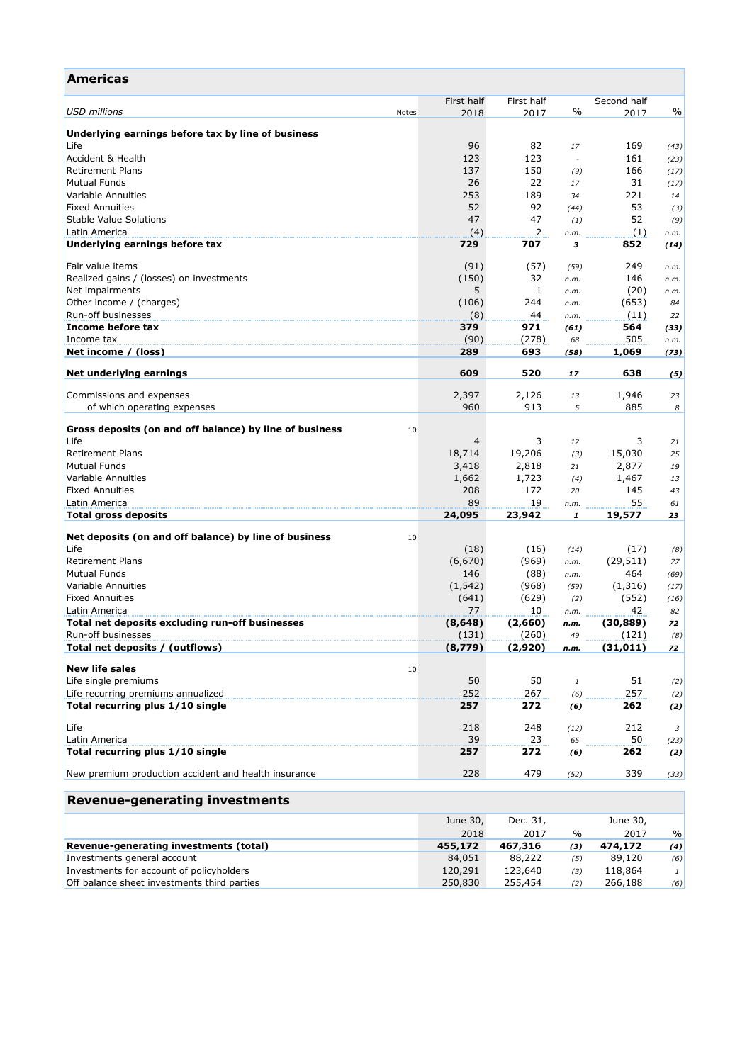## Americas

| USD millions | Notes | First half 2018 | First half 2017 | % | Second half 2017 | % |
|---|---|---|---|---|---|---|
| **Underlying earnings before tax by line of business** | | | | | | |
| Life | | 96 | 82 | *17* | 169 | *(43)* |
| Accident & Health | | 123 | 123 | *-* | 161 | *(23)* |
| Retirement Plans | | 137 | 150 | *(9)* | 166 | *(17)* |
| Mutual Funds | | 26 | 22 | *17* | 31 | *(17)* |
| Variable Annuities | | 253 | 189 | *34* | 221 | *14* |
| Fixed Annuities | | 52 | 92 | *(44)* | 53 | *(3)* |
| Stable Value Solutions | | 47 | 47 | *(1)* | 52 | *(9)* |
| Latin America | | (4) | 2 | *n.m.* | (1) | *n.m.* |
| **Underlying earnings before tax** | | **729** | **707** | ***3*** | **852** | ***(14)*** |
| | | | | | | |
| Fair value items | | (91) | (57) | *(59)* | 249 | *n.m.* |
| Realized gains / (losses) on investments | | (150) | 32 | *n.m.* | 146 | *n.m.* |
| Net impairments | | 5 | 1 | *n.m.* | (20) | *n.m.* |
| Other income / (charges) | | (106) | 244 | *n.m.* | (653) | *84* |
| Run-off businesses | | (8) | 44 | *n.m.* | (11) | *22* |
| **Income before tax** | | **379** | **971** | ***(61)*** | **564** | ***(33)*** |
| Income tax | | (90) | (278) | *68* | 505 | *n.m.* |
| **Net income / (loss)** | | **289** | **693** | ***(58)*** | **1,069** | ***(73)*** |
| | | | | | | |
| **Net underlying earnings** | | **609** | **520** | ***17*** | **638** | ***(5)*** |
| | | | | | | |
| Commissions and expenses | | 2,397 | 2,126 | *13* | 1,946 | *23* |
| of which operating expenses | | 960 | 913 | *5* | 885 | *8* |
| | | | | | | |
| **Gross deposits (on and off balance) by line of business** | 10 | | | | | |
| Life | | 4 | 3 | *12* | 3 | *21* |
| Retirement Plans | | 18,714 | 19,206 | *(3)* | 15,030 | *25* |
| Mutual Funds | | 3,418 | 2,818 | *21* | 2,877 | *19* |
| Variable Annuities | | 1,662 | 1,723 | *(4)* | 1,467 | *13* |
| Fixed Annuities | | 208 | 172 | *20* | 145 | *43* |
| Latin America | | 89 | 19 | *n.m.* | 55 | *61* |
| **Total gross deposits** | | **24,095** | **23,942** | ***1*** | **19,577** | ***23*** |
| | | | | | | |
| **Net deposits (on and off balance) by line of business** | 10 | | | | | |
| Life | | (18) | (16) | *(14)* | (17) | *(8)* |
| Retirement Plans | | (6,670) | (969) | *n.m.* | (29,511) | *77* |
| Mutual Funds | | 146 | (88) | *n.m.* | 464 | *(69)* |
| Variable Annuities | | (1,542) | (968) | *(59)* | (1,316) | *(17)* |
| Fixed Annuities | | (641) | (629) | *(2)* | (552) | *(16)* |
| Latin America | | 77 | 10 | *n.m.* | 42 | *82* |
| **Total net deposits excluding run-off businesses** | | **(8,648)** | **(2,660)** | ***n.m.*** | **(30,889)** | ***72*** |
| Run-off businesses | | (131) | (260) | *49* | (121) | *(8)* |
| **Total net deposits / (outflows)** | | **(8,779)** | **(2,920)** | ***n.m.*** | **(31,011)** | ***72*** |
| | | | | | | |
| **New life sales** | 10 | | | | | |
| Life single premiums | | 50 | 50 | *1* | 51 | *(2)* |
| Life recurring premiums annualized | | 252 | 267 | *(6)* | 257 | *(2)* |
| **Total recurring plus 1/10 single** | | **257** | **272** | ***(6)*** | **262** | ***(2)*** |
| | | | | | | |
| Life | | 218 | 248 | *(12)* | 212 | *3* |
| Latin America | | 39 | 23 | *65* | 50 | *(23)* |
| **Total recurring plus 1/10 single** | | **257** | **272** | ***(6)*** | **262** | ***(2)*** |
| | | | | | | |
| New premium production accident and health insurance | | 228 | 479 | *(52)* | 339 | *(33)* |

## Revenue-generating investments

| | June 30, 2018 | Dec. 31, 2017 | % | June 30, 2017 | % |
|---|---|---|---|---|---|
| **Revenue-generating investments (total)** | **455,172** | **467,316** | ***(3)*** | **474,172** | ***(4)*** |
| Investments general account | 84,051 | 88,222 | *(5)* | 89,120 | *(6)* |
| Investments for account of policyholders | 120,291 | 123,640 | *(3)* | 118,864 | *1* |
| Off balance sheet investments third parties | 250,830 | 255,454 | *(2)* | 266,188 | *(6)* |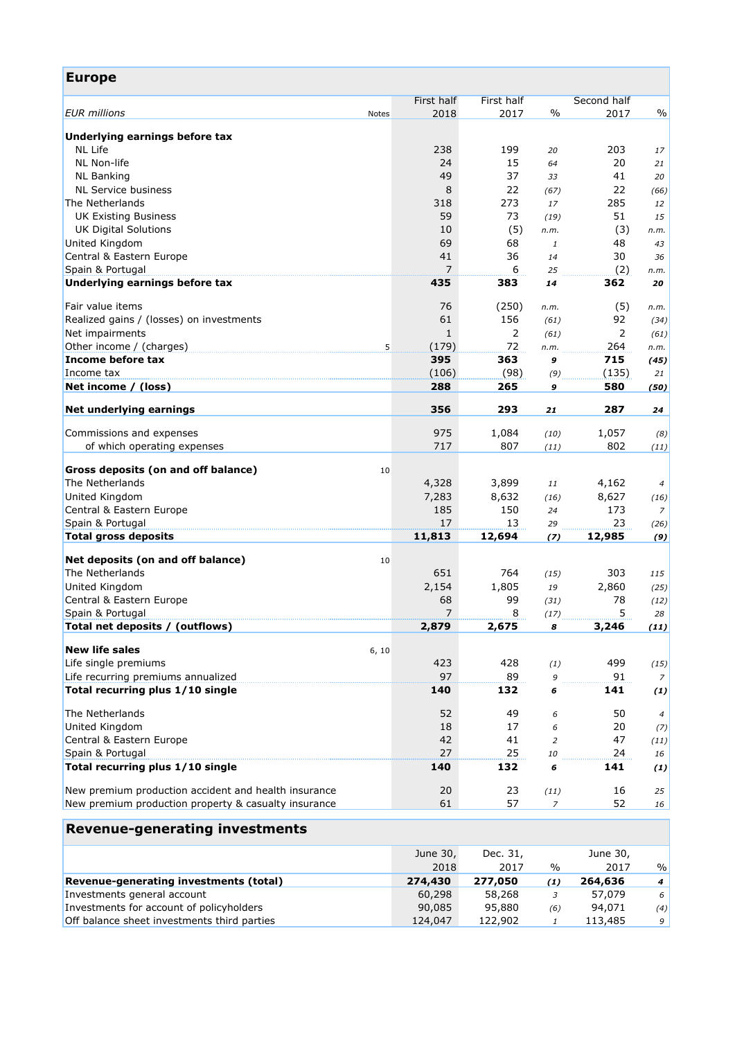## Europe

| EUR millions | Notes | First half 2018 | First half 2017 | % | Second half 2017 | % |
|---|---|---|---|---|---|---|
| **Underlying earnings before tax** | | | | | | |
| NL Life | | 238 | 199 | *20* | 203 | *17* |
| NL Non-life | | 24 | 15 | *64* | 20 | *21* |
| NL Banking | | 49 | 37 | *33* | 41 | *20* |
| NL Service business | | 8 | 22 | *(67)* | 22 | *(66)* |
| The Netherlands | | 318 | 273 | *17* | 285 | *12* |
| UK Existing Business | | 59 | 73 | *(19)* | 51 | *15* |
| UK Digital Solutions | | 10 | (5) | *n.m.* | (3) | *n.m.* |
| United Kingdom | | 69 | 68 | *1* | 48 | *43* |
| Central & Eastern Europe | | 41 | 36 | *14* | 30 | *36* |
| Spain & Portugal | | 7 | 6 | *25* | (2) | *n.m.* |
| **Underlying earnings before tax** | | **435** | **383** | ***14*** | **362** | ***20*** |
| | | | | | | |
| Fair value items | | 76 | (250) | *n.m.* | (5) | *n.m.* |
| Realized gains / (losses) on investments | | 61 | 156 | *(61)* | 92 | *(34)* |
| Net impairments | | 1 | 2 | *(61)* | 2 | *(61)* |
| Other income / (charges) | 5 | (179) | 72 | *n.m.* | 264 | *n.m.* |
| **Income before tax** | | **395** | **363** | ***9*** | **715** | ***(45)*** |
| Income tax | | (106) | (98) | *(9)* | (135) | *21* |
| **Net income / (loss)** | | **288** | **265** | ***9*** | **580** | ***(50)*** |
| | | | | | | |
| **Net underlying earnings** | | **356** | **293** | ***21*** | **287** | ***24*** |
| | | | | | | |
| Commissions and expenses | | 975 | 1,084 | *(10)* | 1,057 | *(8)* |
| of which operating expenses | | 717 | 807 | *(11)* | 802 | *(11)* |
| | | | | | | |
| **Gross deposits (on and off balance)** | 10 | | | | | |
| The Netherlands | | 4,328 | 3,899 | *11* | 4,162 | *4* |
| United Kingdom | | 7,283 | 8,632 | *(16)* | 8,627 | *(16)* |
| Central & Eastern Europe | | 185 | 150 | *24* | 173 | *7* |
| Spain & Portugal | | 17 | 13 | *29* | 23 | *(26)* |
| **Total gross deposits** | | **11,813** | **12,694** | ***(7)*** | **12,985** | ***(9)*** |
| | | | | | | |
| **Net deposits (on and off balance)** | 10 | | | | | |
| The Netherlands | | 651 | 764 | *(15)* | 303 | *115* |
| United Kingdom | | 2,154 | 1,805 | *19* | 2,860 | *(25)* |
| Central & Eastern Europe | | 68 | 99 | *(31)* | 78 | *(12)* |
| Spain & Portugal | | 7 | 8 | *(17)* | 5 | *28* |
| **Total net deposits / (outflows)** | | **2,879** | **2,675** | ***8*** | **3,246** | ***(11)*** |
| | | | | | | |
| **New life sales** | 6, 10 | | | | | |
| Life single premiums | | 423 | 428 | *(1)* | 499 | *(15)* |
| Life recurring premiums annualized | | 97 | 89 | *9* | 91 | *7* |
| **Total recurring plus 1/10 single** | | **140** | **132** | ***6*** | **141** | ***(1)*** |
| | | | | | | |
| The Netherlands | | 52 | 49 | *6* | 50 | *4* |
| United Kingdom | | 18 | 17 | *6* | 20 | *(7)* |
| Central & Eastern Europe | | 42 | 41 | *2* | 47 | *(11)* |
| Spain & Portugal | | 27 | 25 | *10* | 24 | *16* |
| **Total recurring plus 1/10 single** | | **140** | **132** | ***6*** | **141** | ***(1)*** |
| | | | | | | |
| New premium production accident and health insurance | | 20 | 23 | *(11)* | 16 | *25* |
| New premium production property & casualty insurance | | 61 | 57 | *7* | 52 | *16* |

## Revenue-generating investments

| | June 30, 2018 | Dec. 31, 2017 | % | June 30, 2017 | % |
|---|---|---|---|---|---|
| **Revenue-generating investments (total)** | **274,430** | **277,050** | ***(1)*** | **264,636** | ***4*** |
| Investments general account | 60,298 | 58,268 | *3* | 57,079 | *6* |
| Investments for account of policyholders | 90,085 | 95,880 | *(6)* | 94,071 | *(4)* |
| Off balance sheet investments third parties | 124,047 | 122,902 | *1* | 113,485 | *9* |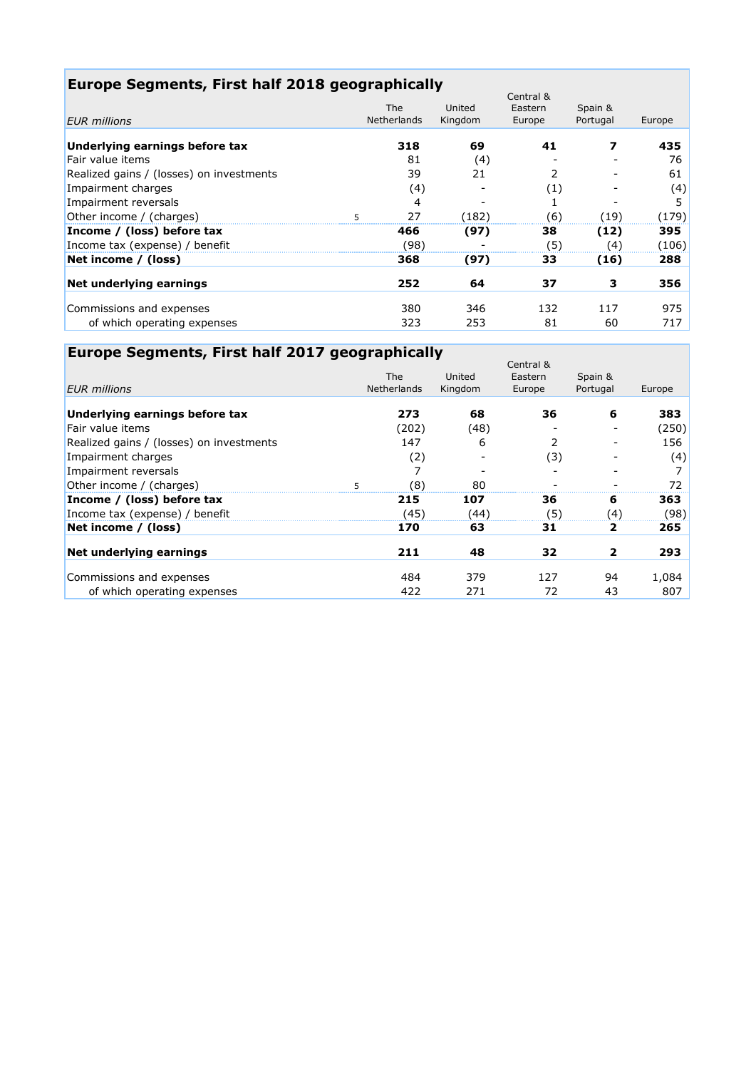## Europe Segments, First half 2018 geographically

| *EUR millions* | | The Netherlands | United Kingdom | Central & Eastern Europe | Spain & Portugal | Europe |
|---|---|---|---|---|---|---|
| **Underlying earnings before tax** | | **318** | **69** | **41** | **7** | **435** |
| Fair value items | | 81 | (4) | - | - | 76 |
| Realized gains / (losses) on investments | | 39 | 21 | 2 | - | 61 |
| Impairment charges | | (4) | - | (1) | - | (4) |
| Impairment reversals | | 4 | - | 1 | - | 5 |
| Other income / (charges) | 5 | 27 | (182) | (6) | (19) | (179) |
| **Income / (loss) before tax** | | **466** | **(97)** | **38** | **(12)** | **395** |
| Income tax (expense) / benefit | | (98) | - | (5) | (4) | (106) |
| **Net income / (loss)** | | **368** | **(97)** | **33** | **(16)** | **288** |
| **Net underlying earnings** | | **252** | **64** | **37** | **3** | **356** |
| Commissions and expenses | | 380 | 346 | 132 | 117 | 975 |
| of which operating expenses | | 323 | 253 | 81 | 60 | 717 |

## Europe Segments, First half 2017 geographically

| *EUR millions* | | The Netherlands | United Kingdom | Central & Eastern Europe | Spain & Portugal | Europe |
|---|---|---|---|---|---|---|
| **Underlying earnings before tax** | | **273** | **68** | **36** | **6** | **383** |
| Fair value items | | (202) | (48) | - | - | (250) |
| Realized gains / (losses) on investments | | 147 | 6 | 2 | - | 156 |
| Impairment charges | | (2) | - | (3) | - | (4) |
| Impairment reversals | | 7 | - | - | - | 7 |
| Other income / (charges) | 5 | (8) | 80 | - | - | 72 |
| **Income / (loss) before tax** | | **215** | **107** | **36** | **6** | **363** |
| Income tax (expense) / benefit | | (45) | (44) | (5) | (4) | (98) |
| **Net income / (loss)** | | **170** | **63** | **31** | **2** | **265** |
| **Net underlying earnings** | | **211** | **48** | **32** | **2** | **293** |
| Commissions and expenses | | 484 | 379 | 127 | 94 | 1,084 |
| of which operating expenses | | 422 | 271 | 72 | 43 | 807 |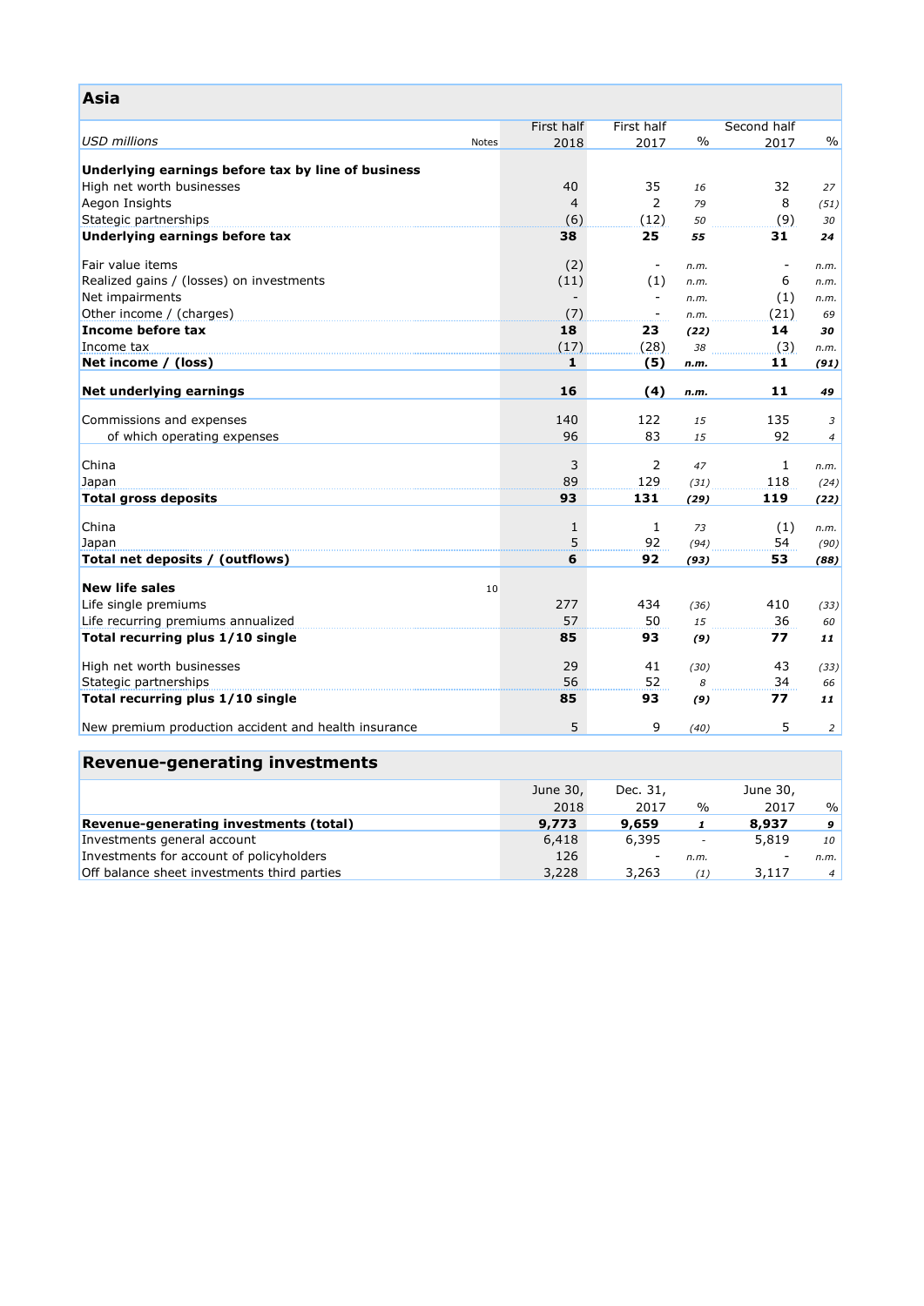## Asia

| USD millions | Notes | First half 2018 | First half 2017 | % | Second half 2017 | % |
|---|---|---|---|---|---|---|
| **Underlying earnings before tax by line of business** | | | | | | |
| High net worth businesses | | 40 | 35 | *16* | 32 | *27* |
| Aegon Insights | | 4 | 2 | *79* | 8 | *(51)* |
| Stategic partnerships | | (6) | (12) | *50* | (9) | *30* |
| **Underlying earnings before tax** | | **38** | **25** | ***55*** | **31** | ***24*** |
| | | | | | | |
| Fair value items | | (2) | - | *n.m.* | - | *n.m.* |
| Realized gains / (losses) on investments | | (11) | (1) | *n.m.* | 6 | *n.m.* |
| Net impairments | | - | - | *n.m.* | (1) | *n.m.* |
| Other income / (charges) | | (7) | - | *n.m.* | (21) | *69* |
| **Income before tax** | | **18** | **23** | ***(22)*** | **14** | ***30*** |
| Income tax | | (17) | (28) | *38* | (3) | *n.m.* |
| **Net income / (loss)** | | **1** | **(5)** | ***n.m.*** | **11** | ***(91)*** |
| | | | | | | |
| **Net underlying earnings** | | **16** | **(4)** | ***n.m.*** | **11** | ***49*** |
| | | | | | | |
| Commissions and expenses | | 140 | 122 | *15* | 135 | *3* |
| of which operating expenses | | 96 | 83 | *15* | 92 | *4* |
| | | | | | | |
| China | | 3 | 2 | *47* | 1 | *n.m.* |
| Japan | | 89 | 129 | *(31)* | 118 | *(24)* |
| **Total gross deposits** | | **93** | **131** | ***(29)*** | **119** | ***(22)*** |
| | | | | | | |
| China | | 1 | 1 | *73* | (1) | *n.m.* |
| Japan | | 5 | 92 | *(94)* | 54 | *(90)* |
| **Total net deposits / (outflows)** | | **6** | **92** | ***(93)*** | **53** | ***(88)*** |
| | | | | | | |
| **New life sales** | 10 | | | | | |
| Life single premiums | | 277 | 434 | *(36)* | 410 | *(33)* |
| Life recurring premiums annualized | | 57 | 50 | *15* | 36 | *60* |
| **Total recurring plus 1/10 single** | | **85** | **93** | ***(9)*** | **77** | ***11*** |
| | | | | | | |
| High net worth businesses | | 29 | 41 | *(30)* | 43 | *(33)* |
| Stategic partnerships | | 56 | 52 | *8* | 34 | *66* |
| **Total recurring plus 1/10 single** | | **85** | **93** | ***(9)*** | **77** | ***11*** |
| | | | | | | |
| New premium production accident and health insurance | | 5 | 9 | *(40)* | 5 | *2* |

## Revenue-generating investments

| | June 30, 2018 | Dec. 31, 2017 | % | June 30, 2017 | % |
|---|---|---|---|---|---|
| **Revenue-generating investments (total)** | **9,773** | **9,659** | ***1*** | **8,937** | ***9*** |
| Investments general account | 6,418 | 6,395 | *-* | 5,819 | *10* |
| Investments for account of policyholders | 126 | - | *n.m.* | - | *n.m.* |
| Off balance sheet investments third parties | 3,228 | 3,263 | *(1)* | 3,117 | *4* |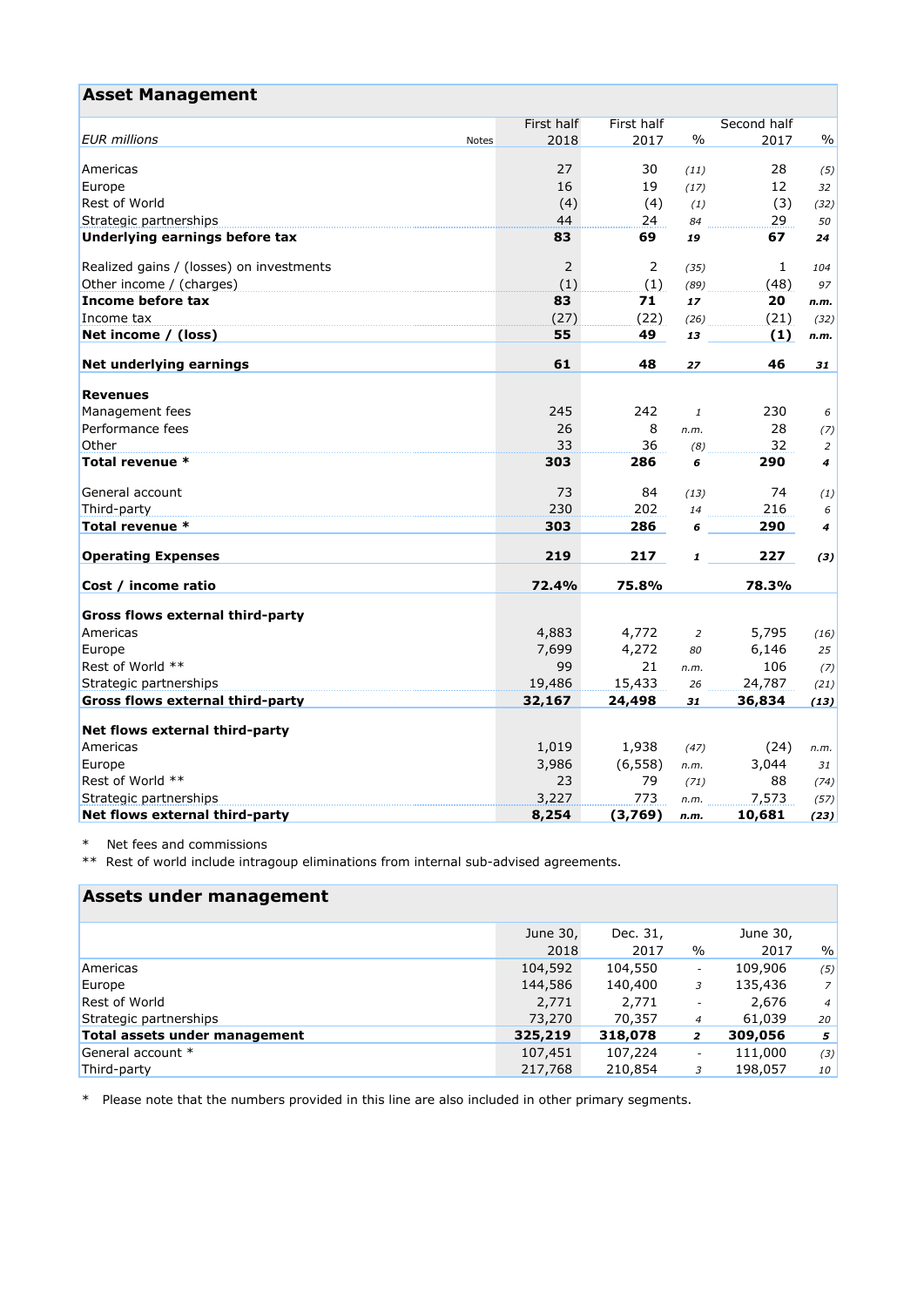## Asset Management

| EUR millions | Notes | First half 2018 | First half 2017 | % | Second half 2017 | % |
|---|---|---|---|---|---|---|
| Americas | | 27 | 30 | (11) | 28 | (5) |
| Europe | | 16 | 19 | (17) | 12 | 32 |
| Rest of World | | (4) | (4) | (1) | (3) | (32) |
| Strategic partnerships | | 44 | 24 | 84 | 29 | 50 |
| **Underlying earnings before tax** | | **83** | **69** | **19** | **67** | **24** |
| | | | | | | |
| Realized gains / (losses) on investments | | 2 | 2 | (35) | 1 | 104 |
| Other income / (charges) | | (1) | (1) | (89) | (48) | 97 |
| **Income before tax** | | **83** | **71** | **17** | **20** | **n.m.** |
| Income tax | | (27) | (22) | (26) | (21) | (32) |
| **Net income / (loss)** | | **55** | **49** | **13** | **(1)** | **n.m.** |
| | | | | | | |
| **Net underlying earnings** | | **61** | **48** | **27** | **46** | **31** |
| | | | | | | |
| **Revenues** | | | | | | |
| Management fees | | 245 | 242 | 1 | 230 | 6 |
| Performance fees | | 26 | 8 | n.m. | 28 | (7) |
| Other | | 33 | 36 | (8) | 32 | 2 |
| **Total revenue *** | | **303** | **286** | **6** | **290** | **4** |
| | | | | | | |
| General account | | 73 | 84 | (13) | 74 | (1) |
| Third-party | | 230 | 202 | 14 | 216 | 6 |
| **Total revenue *** | | **303** | **286** | **6** | **290** | **4** |
| | | | | | | |
| **Operating Expenses** | | **219** | **217** | **1** | **227** | **(3)** |
| | | | | | | |
| **Cost / income ratio** | | **72.4%** | **75.8%** | | **78.3%** | |
| | | | | | | |
| **Gross flows external third-party** | | | | | | |
| Americas | | 4,883 | 4,772 | 2 | 5,795 | (16) |
| Europe | | 7,699 | 4,272 | 80 | 6,146 | 25 |
| Rest of World ** | | 99 | 21 | n.m. | 106 | (7) |
| Strategic partnerships | | 19,486 | 15,433 | 26 | 24,787 | (21) |
| **Gross flows external third-party** | | **32,167** | **24,498** | **31** | **36,834** | **(13)** |
| | | | | | | |
| **Net flows external third-party** | | | | | | |
| Americas | | 1,019 | 1,938 | (47) | (24) | n.m. |
| Europe | | 3,986 | (6,558) | n.m. | 3,044 | 31 |
| Rest of World ** | | 23 | 79 | (71) | 88 | (74) |
| Strategic partnerships | | 3,227 | 773 | n.m. | 7,573 | (57) |
| **Net flows external third-party** | | **8,254** | **(3,769)** | **n.m.** | **10,681** | **(23)** |

\* Net fees and commissions

** Rest of world include intragoup eliminations from internal sub-advised agreements.

## Assets under management

| | June 30, 2018 | Dec. 31, 2017 | % | June 30, 2017 | % |
|---|---|---|---|---|---|
| Americas | 104,592 | 104,550 | - | 109,906 | (5) |
| Europe | 144,586 | 140,400 | 3 | 135,436 | 7 |
| Rest of World | 2,771 | 2,771 | - | 2,676 | 4 |
| Strategic partnerships | 73,270 | 70,357 | 4 | 61,039 | 20 |
| **Total assets under management** | **325,219** | **318,078** | **2** | **309,056** | **5** |
| General account * | 107,451 | 107,224 | - | 111,000 | (3) |
| Third-party | 217,768 | 210,854 | 3 | 198,057 | 10 |

\* Please note that the numbers provided in this line are also included in other primary segments.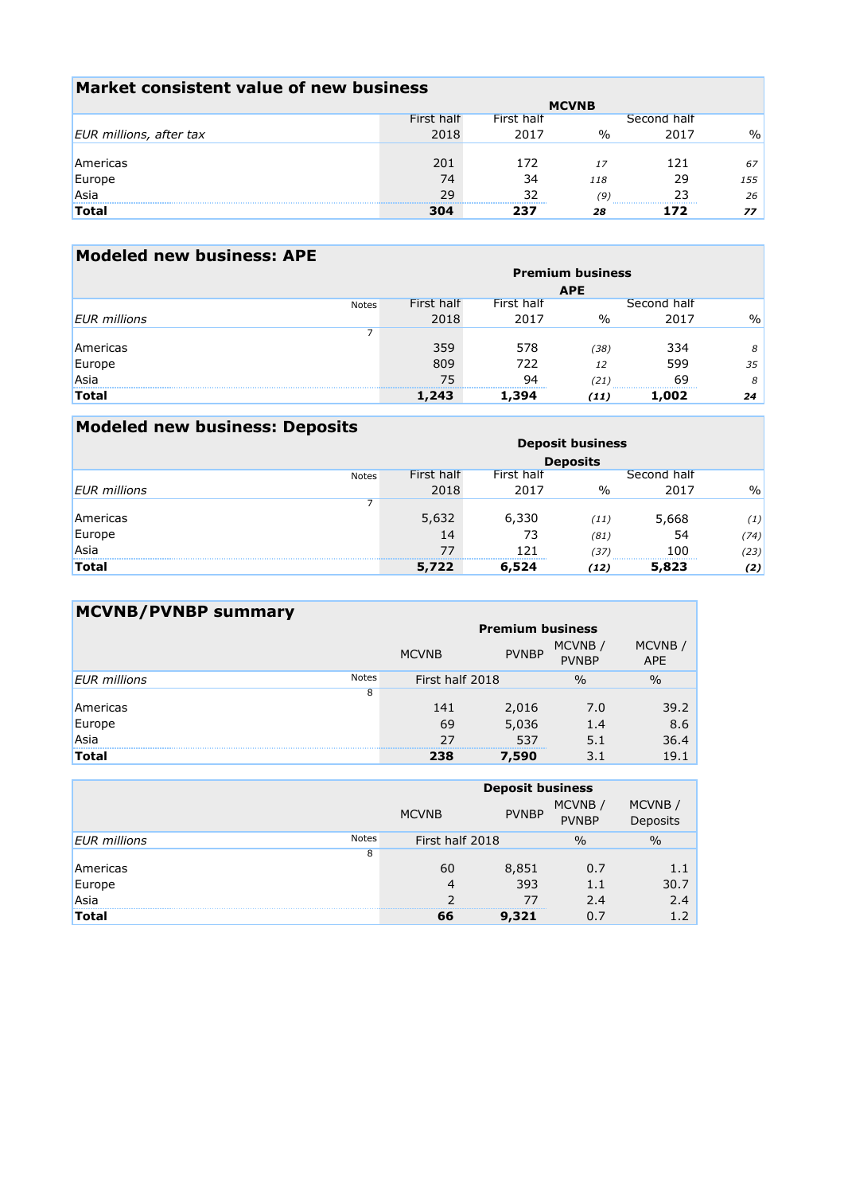## Market consistent value of new business

| EUR millions, after tax | MCVNB | | | | |
|---|---|---|---|---|---|
| | First half 2018 | First half 2017 | % | Second half 2017 | % |
| Americas | 201 | 172 | *17* | 121 | *67* |
| Europe | 74 | 34 | *118* | 29 | *155* |
| Asia | 29 | 32 | *(9)* | 23 | *26* |
| **Total** | **304** | **237** | ***28*** | **172** | ***77*** |

## Modeled new business: APE

| EUR millions | Notes | Premium business APE | | | | |
|---|---|---|---|---|---|---|
| | | First half 2018 | First half 2017 | % | Second half 2017 | % |
| | 7 | | | | | |
| Americas | | 359 | 578 | *(38)* | 334 | *8* |
| Europe | | 809 | 722 | *12* | 599 | *35* |
| Asia | | 75 | 94 | *(21)* | 69 | *8* |
| **Total** | | **1,243** | **1,394** | ***(11)*** | **1,002** | ***24*** |

## Modeled new business: Deposits

| EUR millions | Notes | Deposit business Deposits | | | | |
|---|---|---|---|---|---|---|
| | | First half 2018 | First half 2017 | % | Second half 2017 | % |
| | 7 | | | | | |
| Americas | | 5,632 | 6,330 | *(11)* | 5,668 | *(1)* |
| Europe | | 14 | 73 | *(81)* | 54 | *(74)* |
| Asia | | 77 | 121 | *(37)* | 100 | *(23)* |
| **Total** | | **5,722** | **6,524** | ***(12)*** | **5,823** | ***(2)*** |

## MCVNB/PVNBP summary

| EUR millions | Notes | Premium business | | | |
|---|---|---|---|---|---|
| | | MCVNB | PVNBP | MCVNB / PVNBP | MCVNB / APE |
| | | First half 2018 | | % | % |
| | 8 | | | | |
| Americas | | 141 | 2,016 | 7.0 | 39.2 |
| Europe | | 69 | 5,036 | 1.4 | 8.6 |
| Asia | | 27 | 537 | 5.1 | 36.4 |
| **Total** | | **238** | **7,590** | 3.1 | 19.1 |

| EUR millions | Notes | Deposit business | | | |
|---|---|---|---|---|---|
| | | MCVNB | PVNBP | MCVNB / PVNBP | MCVNB / Deposits |
| | | First half 2018 | | % | % |
| | 8 | | | | |
| Americas | | 60 | 8,851 | 0.7 | 1.1 |
| Europe | | 4 | 393 | 1.1 | 30.7 |
| Asia | | 2 | 77 | 2.4 | 2.4 |
| **Total** | | **66** | **9,321** | 0.7 | 1.2 |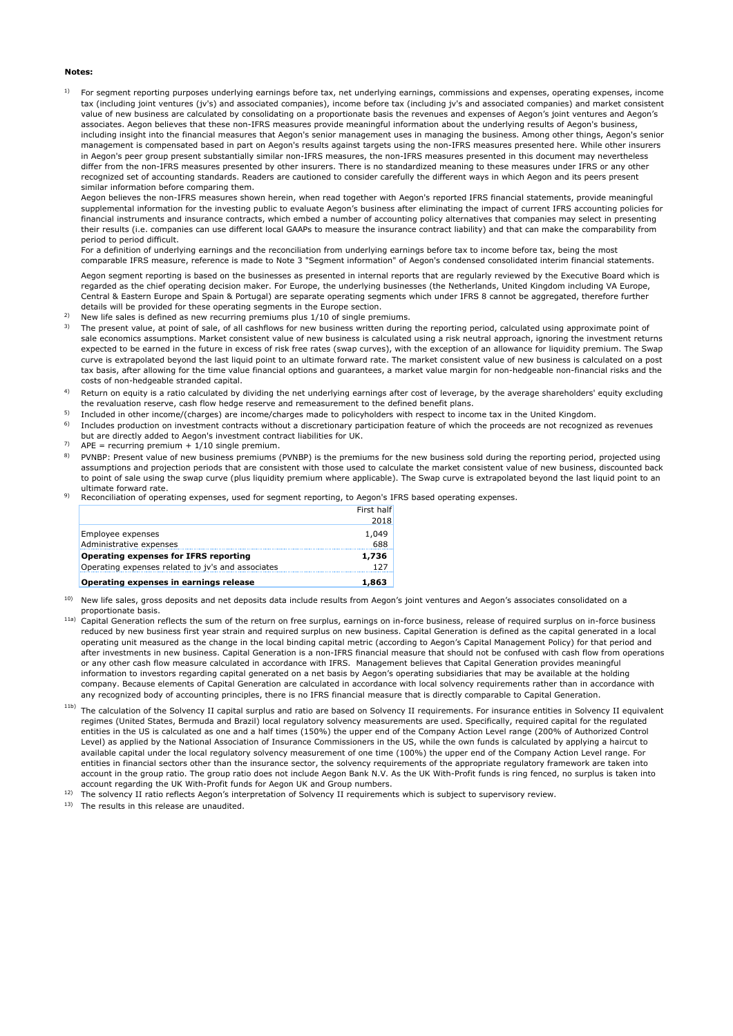**Notes:**

1) For segment reporting purposes underlying earnings before tax, net underlying earnings, commissions and expenses, operating expenses, income tax (including joint ventures (jv's) and associated companies), income before tax (including jv's and associated companies) and market consistent value of new business are calculated by consolidating on a proportionate basis the revenues and expenses of Aegon's joint ventures and Aegon's associates. Aegon believes that these non-IFRS measures provide meaningful information about the underlying results of Aegon's business, including insight into the financial measures that Aegon's senior management uses in managing the business. Among other things, Aegon's senior management is compensated based in part on Aegon's results against targets using the non-IFRS measures presented here. While other insurers in Aegon's peer group present substantially similar non-IFRS measures, the non-IFRS measures presented in this document may nevertheless differ from the non-IFRS measures presented by other insurers. There is no standardized meaning to these measures under IFRS or any other recognized set of accounting standards. Readers are cautioned to consider carefully the different ways in which Aegon and its peers present similar information before comparing them.
Aegon believes the non-IFRS measures shown herein, when read together with Aegon's reported IFRS financial statements, provide meaningful supplemental information for the investing public to evaluate Aegon's business after eliminating the impact of current IFRS accounting policies for financial instruments and insurance contracts, which embed a number of accounting policy alternatives that companies may select in presenting their results (i.e. companies can use different local GAAPs to measure the insurance contract liability) and that can make the comparability from period to period difficult.
For a definition of underlying earnings and the reconciliation from underlying earnings before tax to income before tax, being the most comparable IFRS measure, reference is made to Note 3 "Segment information" of Aegon's condensed consolidated interim financial statements.

   Aegon segment reporting is based on the businesses as presented in internal reports that are regularly reviewed by the Executive Board which is regarded as the chief operating decision maker. For Europe, the underlying businesses (the Netherlands, United Kingdom including VA Europe, Central & Eastern Europe and Spain & Portugal) are separate operating segments which under IFRS 8 cannot be aggregated, therefore further details will be provided for these operating segments in the Europe section.

2) New life sales is defined as new recurring premiums plus 1/10 of single premiums.

3) The present value, at point of sale, of all cashflows for new business written during the reporting period, calculated using approximate point of sale economics assumptions. Market consistent value of new business is calculated using a risk neutral approach, ignoring the investment returns expected to be earned in the future in excess of risk free rates (swap curves), with the exception of an allowance for liquidity premium. The Swap curve is extrapolated beyond the last liquid point to an ultimate forward rate. The market consistent value of new business is calculated on a post tax basis, after allowing for the time value financial options and guarantees, a market value margin for non-hedgeable non-financial risks and the costs of non-hedgeable stranded capital.

4) Return on equity is a ratio calculated by dividing the net underlying earnings after cost of leverage, by the average shareholders' equity excluding the revaluation reserve, cash flow hedge reserve and remeasurement to the defined benefit plans.

5) Included in other income/(charges) are income/charges made to policyholders with respect to income tax in the United Kingdom.

6) Includes production on investment contracts without a discretionary participation feature of which the proceeds are not recognized as revenues but are directly added to Aegon's investment contract liabilities for UK.

7) APE = recurring premium + 1/10 single premium.

8) PVNBP: Present value of new business premiums (PVNBP) is the premiums for the new business sold during the reporting period, projected using assumptions and projection periods that are consistent with those used to calculate the market consistent value of new business, discounted back to point of sale using the swap curve (plus liquidity premium where applicable). The Swap curve is extrapolated beyond the last liquid point to an ultimate forward rate.

9) Reconciliation of operating expenses, used for segment reporting, to Aegon's IFRS based operating expenses.

| | First half 2018 |
|---|---|
| Employee expenses | 1,049 |
| Administrative expenses | 688 |
| **Operating expenses for IFRS reporting** | **1,736** |
| Operating expenses related to jv's and associates | 127 |
| **Operating expenses in earnings release** | **1,863** |

10) New life sales, gross deposits and net deposits data include results from Aegon's joint ventures and Aegon's associates consolidated on a proportionate basis.

11a) Capital Generation reflects the sum of the return on free surplus, earnings on in-force business, release of required surplus on in-force business reduced by new business first year strain and required surplus on new business. Capital Generation is defined as the capital generated in a local operating unit measured as the change in the local binding capital metric (according to Aegon's Capital Management Policy) for that period and after investments in new business. Capital Generation is a non-IFRS financial measure that should not be confused with cash flow from operations or any other cash flow measure calculated in accordance with IFRS. Management believes that Capital Generation provides meaningful information to investors regarding capital generated on a net basis by Aegon's operating subsidiaries that may be available at the holding company. Because elements of Capital Generation are calculated in accordance with local solvency requirements rather than in accordance with any recognized body of accounting principles, there is no IFRS financial measure that is directly comparable to Capital Generation.

11b) The calculation of the Solvency II capital surplus and ratio are based on Solvency II requirements. For insurance entities in Solvency II equivalent regimes (United States, Bermuda and Brazil) local regulatory solvency measurements are used. Specifically, required capital for the regulated entities in the US is calculated as one and a half times (150%) the upper end of the Company Action Level range (200% of Authorized Control Level) as applied by the National Association of Insurance Commissioners in the US, while the own funds is calculated by applying a haircut to available capital under the local regulatory solvency measurement of one time (100%) the upper end of the Company Action Level range. For entities in financial sectors other than the insurance sector, the solvency requirements of the appropriate regulatory framework are taken into account in the group ratio. The group ratio does not include Aegon Bank N.V. As the UK With-Profit funds is ring fenced, no surplus is taken into account regarding the UK With-Profit funds for Aegon UK and Group numbers.

12) The solvency II ratio reflects Aegon's interpretation of Solvency II requirements which is subject to supervisory review.

13) The results in this release are unaudited.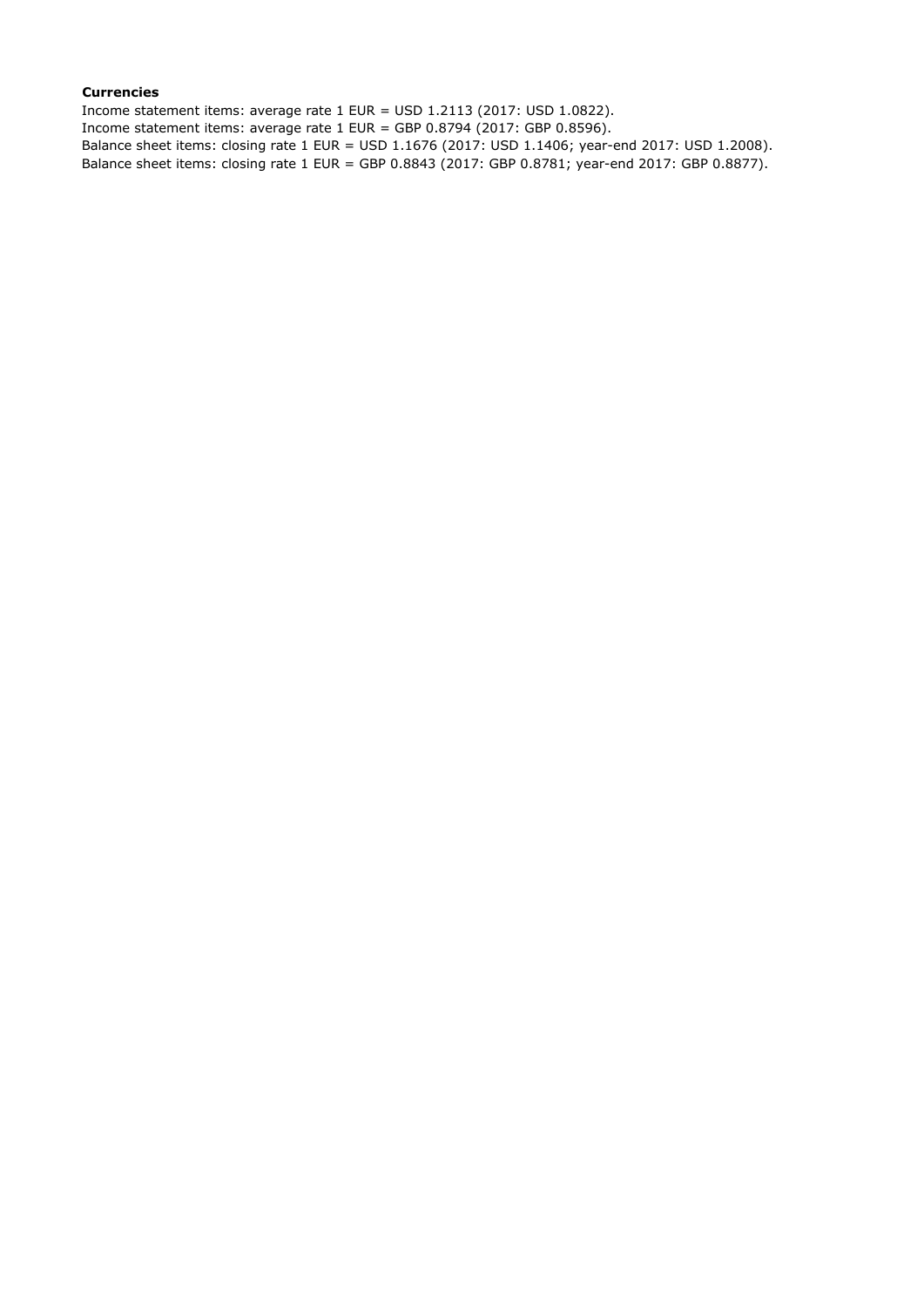**Currencies**

Income statement items: average rate 1 EUR = USD 1.2113 (2017: USD 1.0822).
Income statement items: average rate 1 EUR = GBP 0.8794 (2017: GBP 0.8596).
Balance sheet items: closing rate 1 EUR = USD 1.1676 (2017: USD 1.1406; year-end 2017: USD 1.2008).
Balance sheet items: closing rate 1 EUR = GBP 0.8843 (2017: GBP 0.8781; year-end 2017: GBP 0.8877).